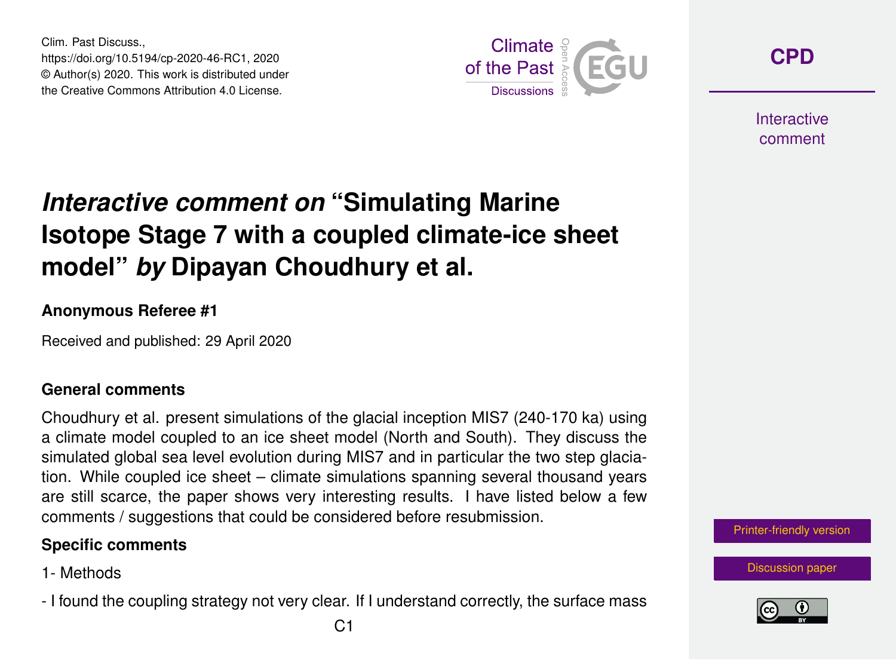# *Interactive comment on* "Simulating Marine Isotope Stage 7 with a coupled climate-ice sheet model" *by* Dipayan Choudhury et al.

**Anonymous Referee #1**

Received and published: 29 April 2020

### General comments

Choudhury et al. present simulations of the glacial inception MIS7 (240-170 ka) using a climate model coupled to an ice sheet model (North and South). They discuss the simulated global sea level evolution during MIS7 and in particular the two step glaciation. While coupled ice sheet – climate simulations spanning several thousand years are still scarce, the paper shows very interesting results. I have listed below a few comments / suggestions that could be considered before resubmission.

### Specific comments

1- Methods

- I found the coupling strategy not very clear. If I understand correctly, the surface mass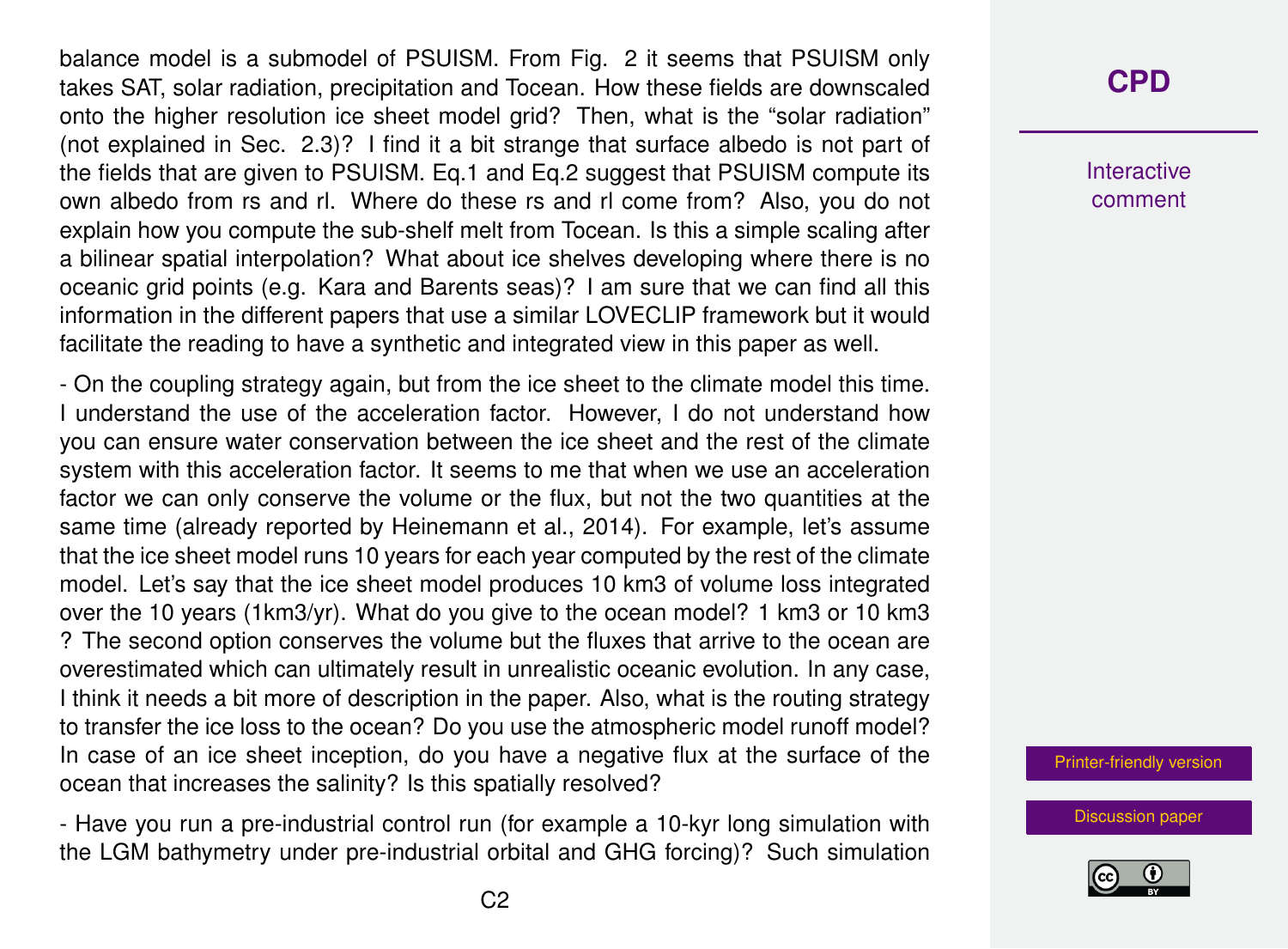balance model is a submodel of PSUISM. From Fig. 2 it seems that PSUISM only takes SAT, solar radiation, precipitation and Tocean. How these fields are downscaled onto the higher resolution ice sheet model grid? Then, what is the "solar radiation" (not explained in Sec. 2.3)? I find it a bit strange that surface albedo is not part of the fields that are given to PSUISM. Eq.1 and Eq.2 suggest that PSUISM compute its own albedo from rs and rl. Where do these rs and rl come from? Also, you do not explain how you compute the sub-shelf melt from Tocean. Is this a simple scaling after a bilinear spatial interpolation? What about ice shelves developing where there is no oceanic grid points (e.g. Kara and Barents seas)? I am sure that we can find all this information in the different papers that use a similar LOVECLIP framework but it would facilitate the reading to have a synthetic and integrated view in this paper as well.

- On the coupling strategy again, but from the ice sheet to the climate model this time. I understand the use of the acceleration factor. However, I do not understand how you can ensure water conservation between the ice sheet and the rest of the climate system with this acceleration factor. It seems to me that when we use an acceleration factor we can only conserve the volume or the flux, but not the two quantities at the same time (already reported by Heinemann et al., 2014). For example, let's assume that the ice sheet model runs 10 years for each year computed by the rest of the climate model. Let's say that the ice sheet model produces 10 km3 of volume loss integrated over the 10 years (1km3/yr). What do you give to the ocean model? 1 km3 or 10 km3 ? The second option conserves the volume but the fluxes that arrive to the ocean are overestimated which can ultimately result in unrealistic oceanic evolution. In any case, I think it needs a bit more of description in the paper. Also, what is the routing strategy to transfer the ice loss to the ocean? Do you use the atmospheric model runoff model? In case of an ice sheet inception, do you have a negative flux at the surface of the ocean that increases the salinity? Is this spatially resolved?

- Have you run a pre-industrial control run (for example a 10-kyr long simulation with the LGM bathymetry under pre-industrial orbital and GHG forcing)? Such simulation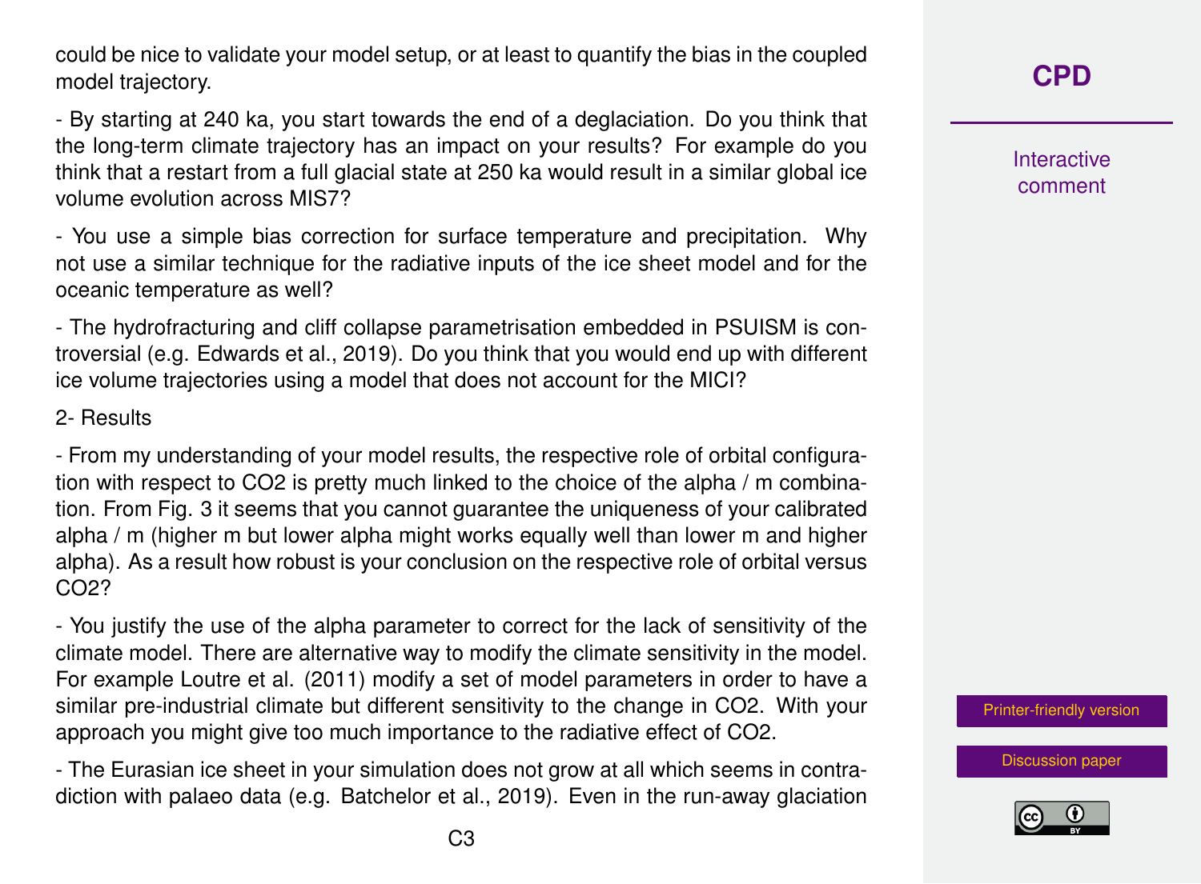could be nice to validate your model setup, or at least to quantify the bias in the coupled model trajectory.

- By starting at 240 ka, you start towards the end of a deglaciation. Do you think that the long-term climate trajectory has an impact on your results? For example do you think that a restart from a full glacial state at 250 ka would result in a similar global ice volume evolution across MIS7?

- You use a simple bias correction for surface temperature and precipitation. Why not use a similar technique for the radiative inputs of the ice sheet model and for the oceanic temperature as well?

- The hydrofracturing and cliff collapse parametrisation embedded in PSUISM is controversial (e.g. Edwards et al., 2019). Do you think that you would end up with different ice volume trajectories using a model that does not account for the MICI?

2- Results

- From my understanding of your model results, the respective role of orbital configuration with respect to $CO_2$ is pretty much linked to the choice of the alpha / m combination. From Fig. 3 it seems that you cannot guarantee the uniqueness of your calibrated alpha / m (higher m but lower alpha might works equally well than lower m and higher alpha). As a result how robust is your conclusion on the respective role of orbital versus $CO_2$?

- You justify the use of the alpha parameter to correct for the lack of sensitivity of the climate model. There are alternative way to modify the climate sensitivity in the model. For example Loutre et al. (2011) modify a set of model parameters in order to have a similar pre-industrial climate but different sensitivity to the change in $CO_2$. With your approach you might give too much importance to the radiative effect of $CO_2$.

- The Eurasian ice sheet in your simulation does not grow at all which seems in contradiction with palaeo data (e.g. Batchelor et al., 2019). Even in the run-away glaciation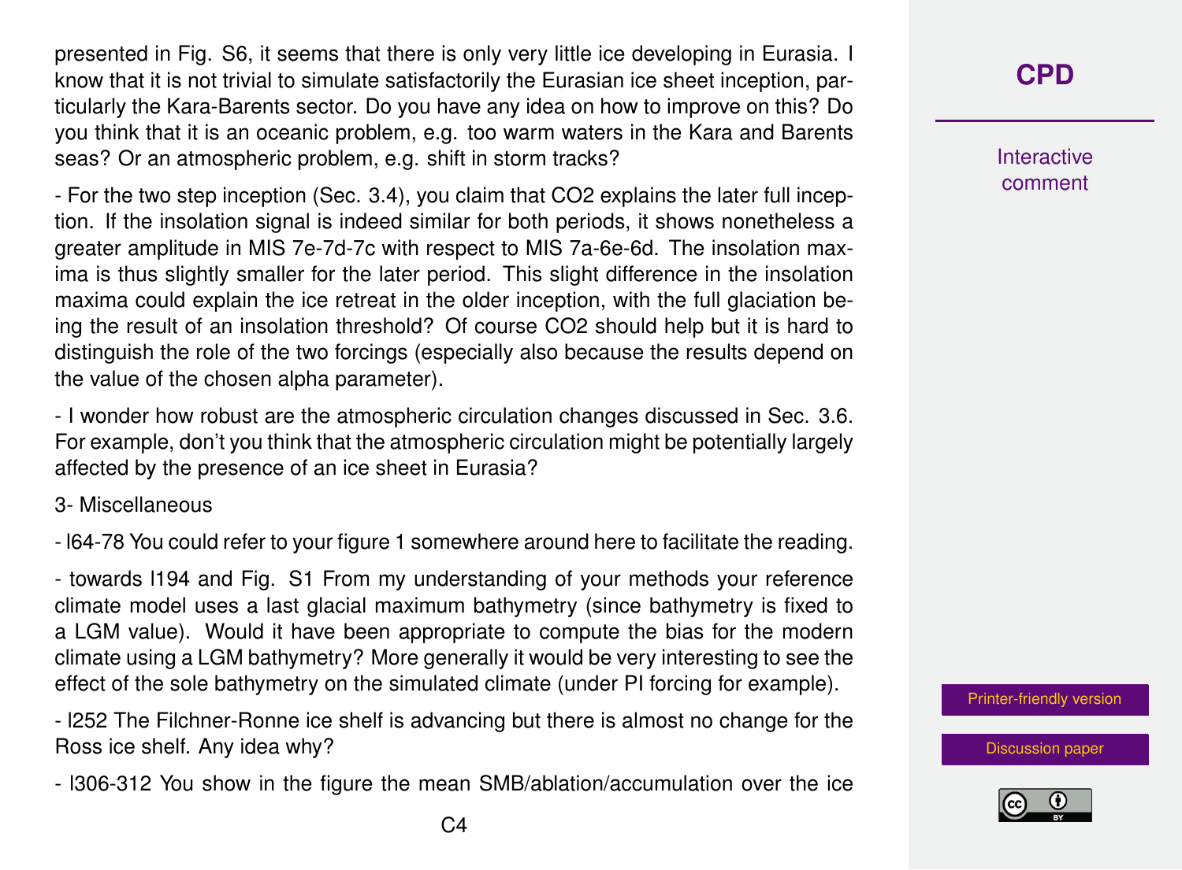presented in Fig. S6, it seems that there is only very little ice developing in Eurasia. I know that it is not trivial to simulate satisfactorily the Eurasian ice sheet inception, particularly the Kara-Barents sector. Do you have any idea on how to improve on this? Do you think that it is an oceanic problem, e.g. too warm waters in the Kara and Barents seas? Or an atmospheric problem, e.g. shift in storm tracks?

- For the two step inception (Sec. 3.4), you claim that $CO_2$ explains the later full inception. If the insolation signal is indeed similar for both periods, it shows nonetheless a greater amplitude in MIS 7e-7d-7c with respect to MIS 7a-6e-6d. The insolation maxima is thus slightly smaller for the later period. This slight difference in the insolation maxima could explain the ice retreat in the older inception, with the full glaciation being the result of an insolation threshold? Of course $CO_2$ should help but it is hard to distinguish the role of the two forcings (especially also because the results depend on the value of the chosen alpha parameter).

- I wonder how robust are the atmospheric circulation changes discussed in Sec. 3.6. For example, don't you think that the atmospheric circulation might be potentially largely affected by the presence of an ice sheet in Eurasia?

3- Miscellaneous

- l64-78 You could refer to your figure 1 somewhere around here to facilitate the reading.

- towards l194 and Fig. S1 From my understanding of your methods your reference climate model uses a last glacial maximum bathymetry (since bathymetry is fixed to a LGM value). Would it have been appropriate to compute the bias for the modern climate using a LGM bathymetry? More generally it would be very interesting to see the effect of the sole bathymetry on the simulated climate (under PI forcing for example).

- l252 The Filchner-Ronne ice shelf is advancing but there is almost no change for the Ross ice shelf. Any idea why?

- l306-312 You show in the figure the mean SMB/ablation/accumulation over the ice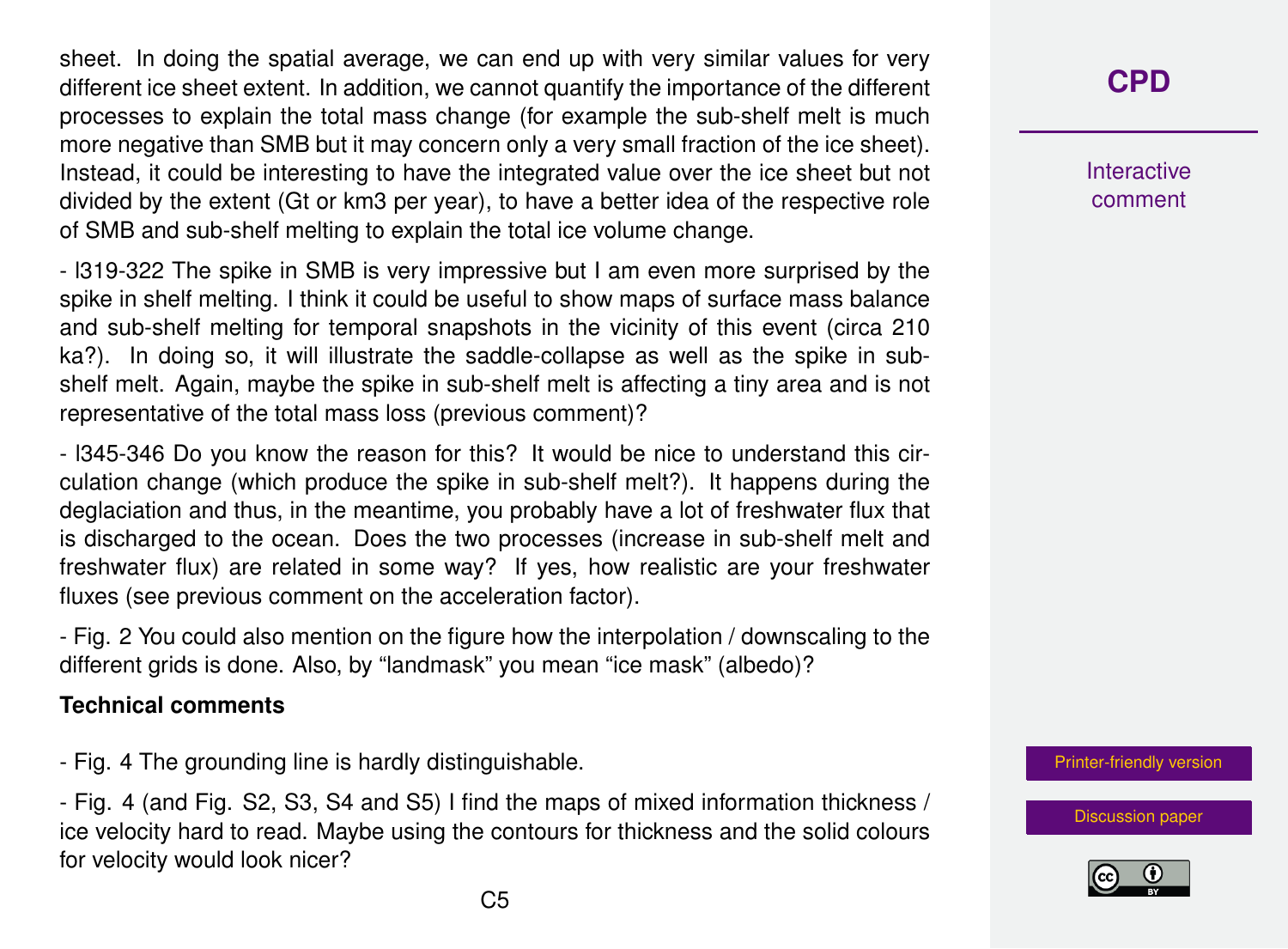sheet. In doing the spatial average, we can end up with very similar values for very different ice sheet extent. In addition, we cannot quantify the importance of the different processes to explain the total mass change (for example the sub-shelf melt is much more negative than SMB but it may concern only a very small fraction of the ice sheet). Instead, it could be interesting to have the integrated value over the ice sheet but not divided by the extent (Gt or km3 per year), to have a better idea of the respective role of SMB and sub-shelf melting to explain the total ice volume change.

- l319-322 The spike in SMB is very impressive but I am even more surprised by the spike in shelf melting. I think it could be useful to show maps of surface mass balance and sub-shelf melting for temporal snapshots in the vicinity of this event (circa 210 ka?). In doing so, it will illustrate the saddle-collapse as well as the spike in sub-shelf melt. Again, maybe the spike in sub-shelf melt is affecting a tiny area and is not representative of the total mass loss (previous comment)?

- l345-346 Do you know the reason for this? It would be nice to understand this circulation change (which produce the spike in sub-shelf melt?). It happens during the deglaciation and thus, in the meantime, you probably have a lot of freshwater flux that is discharged to the ocean. Does the two processes (increase in sub-shelf melt and freshwater flux) are related in some way? If yes, how realistic are your freshwater fluxes (see previous comment on the acceleration factor).

- Fig. 2 You could also mention on the figure how the interpolation / downscaling to the different grids is done. Also, by "landmask" you mean "ice mask" (albedo)?

**Technical comments**

- Fig. 4 The grounding line is hardly distinguishable.

- Fig. 4 (and Fig. S2, S3, S4 and S5) I find the maps of mixed information thickness / ice velocity hard to read. Maybe using the contours for thickness and the solid colours for velocity would look nicer?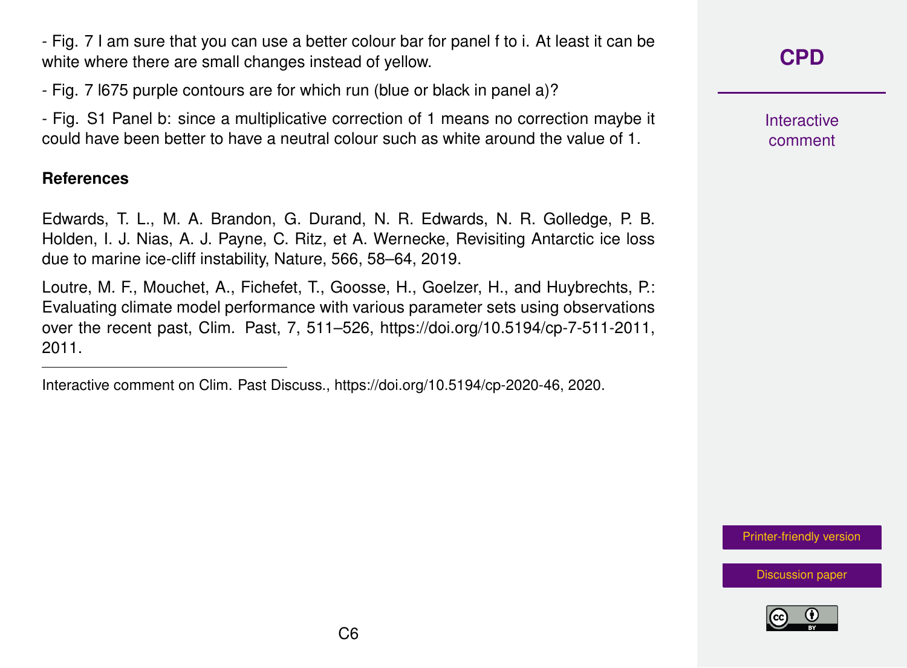- Fig. 7 I am sure that you can use a better colour bar for panel f to i. At least it can be white where there are small changes instead of yellow.

- Fig. 7 l675 purple contours are for which run (blue or black in panel a)?

- Fig. S1 Panel b: since a multiplicative correction of 1 means no correction maybe it could have been better to have a neutral colour such as white around the value of 1.

**References**

Edwards, T. L., M. A. Brandon, G. Durand, N. R. Edwards, N. R. Golledge, P. B. Holden, I. J. Nias, A. J. Payne, C. Ritz, et A. Wernecke, Revisiting Antarctic ice loss due to marine ice-cliff instability, Nature, 566, 58–64, 2019.

Loutre, M. F., Mouchet, A., Fichefet, T., Goosse, H., Goelzer, H., and Huybrechts, P.: Evaluating climate model performance with various parameter sets using observations over the recent past, Clim. Past, 7, 511–526, https://doi.org/10.5194/cp-7-511-2011, 2011.

---

Interactive comment on Clim. Past Discuss., https://doi.org/10.5194/cp-2020-46, 2020.